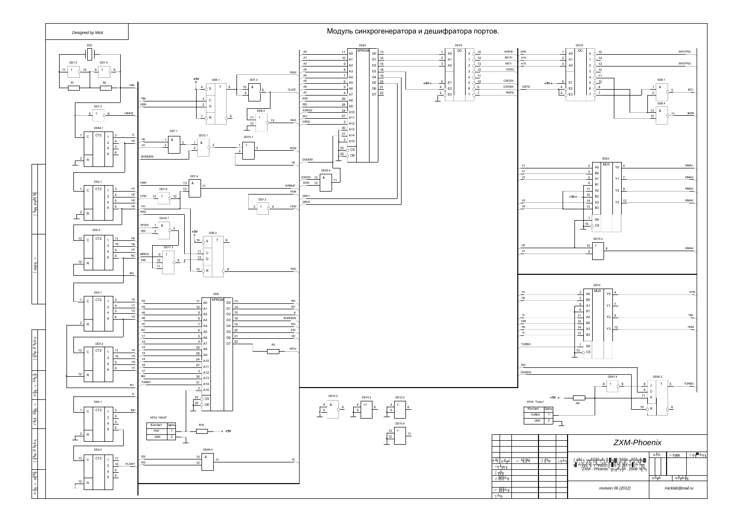Designed by Mick

# Модуль синхрогенератора и дешифратора портов.

XP23 "48HZ"

| Контакт | Цепь |
|---|---|
| PNT | 1 |
| GND | 2 |

XP20 "Turbo"

| Контакт | Цепь |
|---|---|
| TURBO | 1 |
| GND | 2 |

ZXM-Phoenix

"ZXM - Phoenix" 2008

revision 06 (2012)

micklab@mail.ru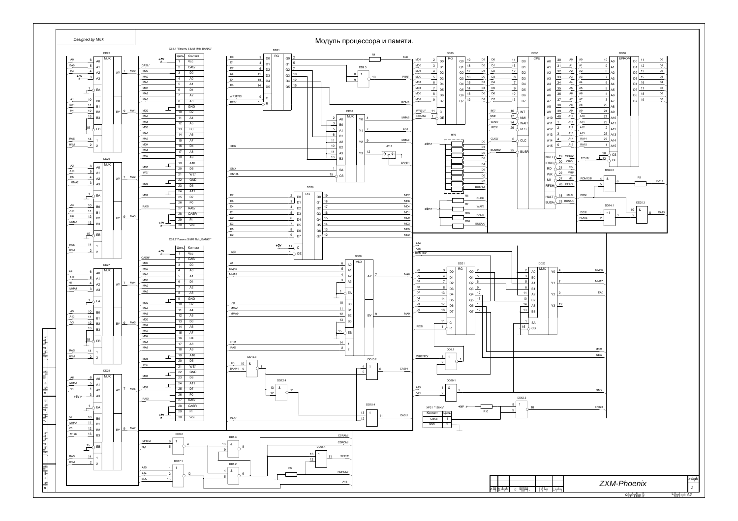Designed by Mick

# Модуль процессора и памяти.

XS1.1 "Память SIMM 1Mb, BANK0"

| Цепь | Контакт |
|---|---|
| +5V | 1 Vcc |
| CASL/ | 2 CAS/ |
| MD0 | 3 D0 |
| MA0 | 4 A0 |
| MA1 | 5 A1 |
| MD1 | 6 D1 |
| MA2 | 7 A2 |
| MA3 | 8 A3 |
| | 9 GND |
| MD2 | 10 D2 |
| MA4 | 11 A4 |
| MA5 | 12 A5 |
| MD3 | 13 D3 |
| MA6 | 14 A6 |
| MA7 | 15 A7 |
| MD4 | 16 D4 |
| MA8 | 17 A8 |
| MA9 | 18 A9 |
| | 19 A10 |
| MD5 | 20 D5 |
| WE/ | 21 WE/ |
| | 22 GND |
| MD6 | 23 D6 |
| | 24 A11 |
| MD7 | 25 D7 |
| | 26 P0 |
| RAS/ | 27 RAS/ |
| | 28 CASP/ |
| | 29 PI |
| +5V | 30 Vcc |

XS1.2 "Память SIMM 1Mb, BANK1"

| Цепь | Контакт |
|---|---|
| +5V | 1 Vcc |
| CASH/ | 2 CAS/ |
| MD0 | 3 D0 |
| MA0 | 4 A0 |
| MA1 | 5 A1 |
| MD1 | 6 D1 |
| MA2 | 7 A2 |
| MA3 | 8 A3 |
| | 9 GND |
| MD2 | 10 D2 |
| MA4 | 11 A4 |
| MA5 | 12 A5 |
| MD3 | 13 D3 |
| MA6 | 14 A6 |
| MA7 | 15 A7 |
| MD4 | 16 D4 |
| MA8 | 17 A8 |
| MA9 | 18 A9 |
| | 19 A10 |
| MD5 | 20 D5 |
| WE/ | 21 WE/ |
| | 22 GND |
| MD6 | 23 D6 |
| | 24 A11 |
| MD7 | 25 D7 |
| | 26 P0 |
| RAS/ | 27 RAS/ |
| | 28 CASP/ |
| | 29 PI |
| +5V | 30 Vcc |

XP21 "128Kb"

| Контакт | Цепь |
|---|---|
| 128KB | 1 |
| GND | 2 |

DD25, DD26, DD27, DD28 — MUX; DD31 — RG; DD32 — MUX; DD29 — RG; DD30 — MUX; DD33 — RG; DD35 — CPU; DD38 — EPROM; DD21 — RG; DD23 — MUX; DD9.1, DD9.2, DD9.3, DD12.3, DD12.4, DD15.2, DD15.4, DD17.1, DD8.2, DD8.3, DD65.4, DD20.1, DD20.2, DD20.3, DD14.1, DD62.3; JP18; HP3; R4, R5, R6, R7, R8, R10, R15, R16.

ZXM-Phoenix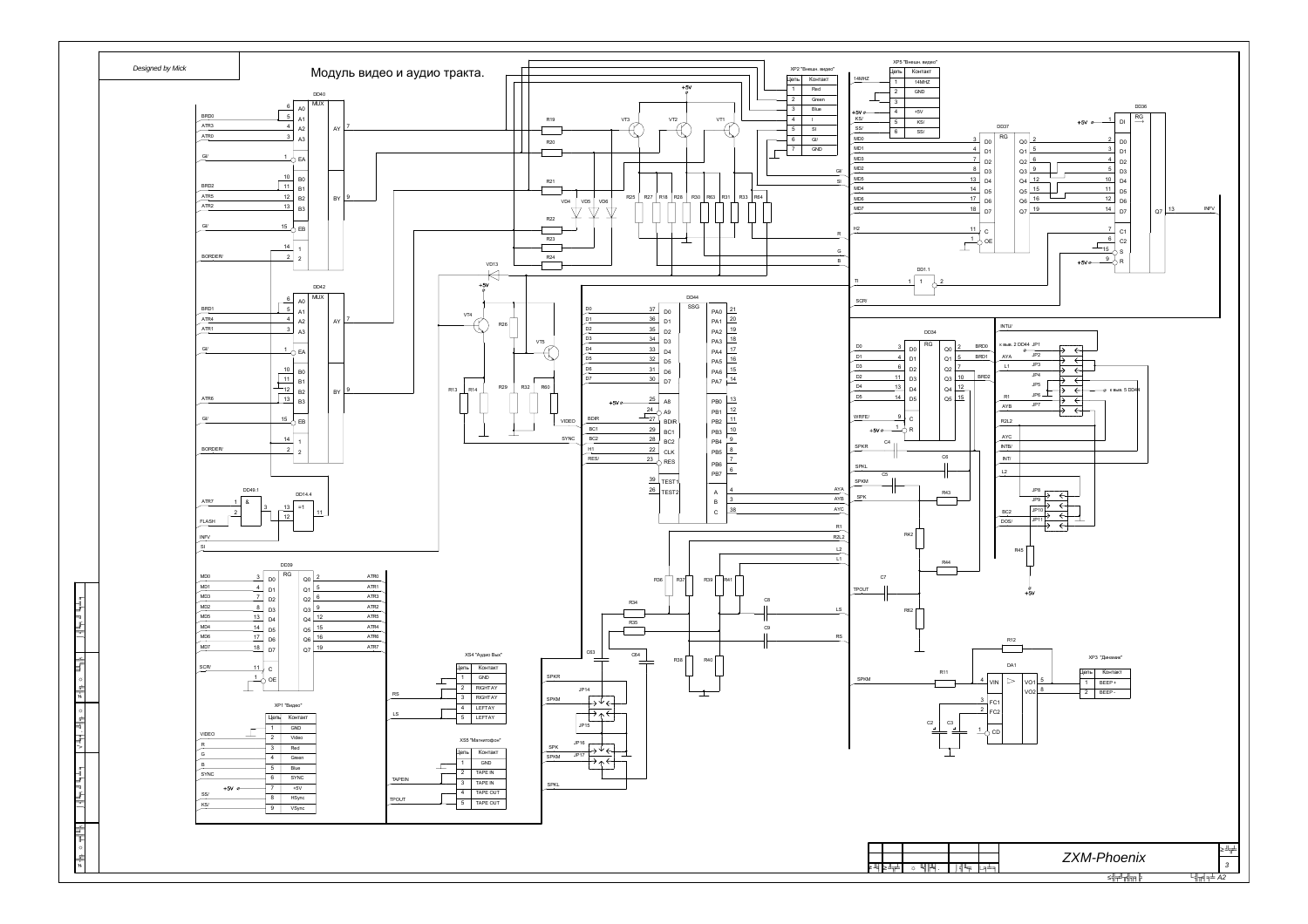Designed by Mick

# Модуль видео и аудио тракта.

XP2 "Внешн. видео"

| Цепь | Контакт |
|---|---|
| 1 | Red |
| 2 | Green |
| 3 | Blue |
| 4 | I |
| 5 | SI |
| 6 | GI/ |
| 7 | GND |

XP5 "Внешн. видео"

| Цепь | Контакт |
|---|---|
| 1 | 14MHZ |
| 2 | GND |
| 3 | |
| 4 | +5V |
| 5 | KS/ |
| 6 | SS/ |

XS4 "Аудио Вых"

| Цепь | Контакт |
|---|---|
| 1 | GND |
| 2 | RIGHT AY |
| 3 | RIGHT AY |
| 4 | LEFT AY |
| 5 | LEFT AY |

XP1 "Видео"

| Цепь | Контакт |
|---|---|
| 1 | GND |
| 2 | Video |
| 3 | Red |
| 4 | Green |
| 5 | Blue |
| 6 | SYNC |
| 7 | +5V |
| 8 | HSync |
| 9 | VSync |

XS5 "Магнитофон"

| Цепь | Контакт |
|---|---|
| 1 | GND |
| 2 | TAPE IN |
| 3 | TAPE IN |
| 4 | TAPE OUT |
| 5 | TAPE OUT |

XP3 "Динамик"

| Цепь | Контакт |
|---|---|
| 1 | BEEP+ |
| 2 | BEEP- |

ZXM-Phoenix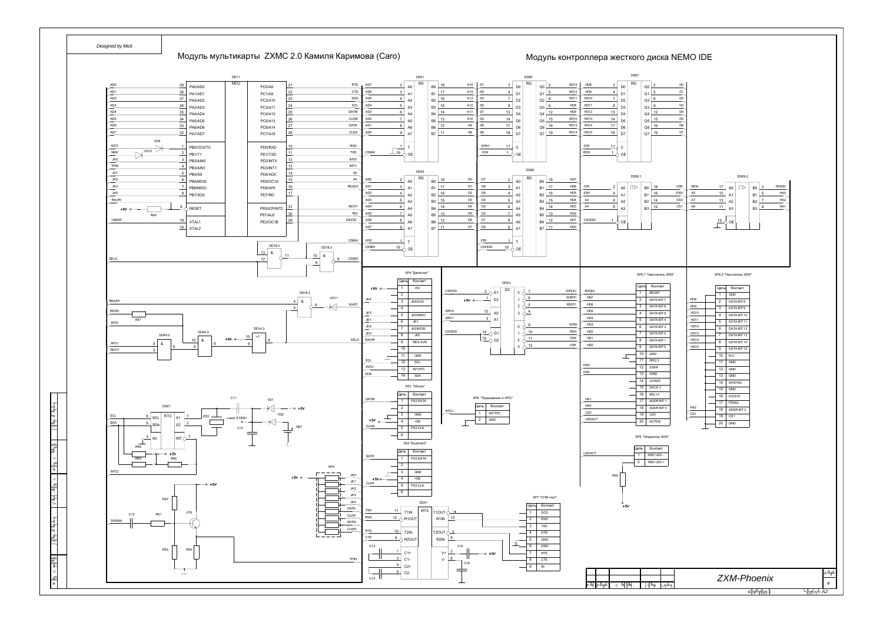Designed by Mick

# Модуль мультикарты ZXMC 2.0 Камиля Каримова (Caro)

# Модуль контроллера жесткого диска NEMO IDE

XP4 "Джойстик"

| Цепь | Контакт | |
|---|---|---|
| +5V | 1 | +5V |
| | 2 | |
| JK4 | 3 | JK4/SCK |
| | 4 | |
| JK3 | 5 | JK3/MISO |
| JK1 | 6 | JK1 |
| JK2 | 7 | JK2/MOSI |
| JK0 | 8 | JK0 |
| RAVR/ | 9 | RES AVR |
| | 10 | |
| | 11 | GND |
| SCL | 12 | SCL |
| INTC/ | 13 | INT RTC |
| SDA | 14 | SDA |

XS3 "Mouse"

| Цепь | Контакт | |
|---|---|---|
| DATM | 1 | PS2 DATA |
| | 2 | |
| | 3 | GND |
| +5V | 4 | +5B |
| CLKM | 5 | PS2 CLK |
| | 6 | |

XS2 "Keyboard"

| Цепь | Контакт | |
|---|---|---|
| DATK | 1 | PS2 DATA |
| | 2 | |
| | 3 | GND |
| +5V | 4 | +5B |
| CLKK | 5 | PS2 CLK |
| | 6 | |

XP6 "Прерывание от RTC"

| Цепь | Контакт | |
|---|---|---|
| INTC/ | 1 | INT RTC |
| | 2 | GND |

XP7 "COM порт"

| Цепь | Контакт | |
|---|---|---|
| | 1 | DCD |
| | 2 | RXD |
| | 3 | TXD |
| | 4 | DTR |
| | 5 | GND |
| | 6 | DSR |
| | 7 | RTS |
| | 8 | CTS |
| | 9 | RI |

XP8.1 "Накопитель HDD"

| Цепь | Контакт | |
|---|---|---|
| RHDD/ | 1 | RESET |
| HD7 | 2 | DATA BIT 7 |
| HD6 | 3 | DATA BIT 6 |
| HD5 | 4 | DATA BIT 5 |
| HD4 | 5 | DATA BIT 4 |
| HD3 | 6 | DATA BIT 3 |
| HD2 | 7 | DATA BIT 2 |
| HD1 | 8 | DATA BIT 1 |
| HD0 | 9 | DATA BIT 0 |
| | 10 | GND |
| | 11 | DRQ 3 |
| IOW/ | 12 | IOWR |
| IOR/ | 13 | IORD |
| | 14 | I/O RDY |
| | 15 | DACK 3 |
| | 16 | IRQ 14 |
| HA1 | 17 | ADDR BIT 1 |
| HA0 | 18 | ADDR BIT 0 |
| CS0 | 19 | CS0 |
| LEDACT | 20 | ACTIVE |

XP8.2 "Накопитель HDD"

| Цепь | Контакт | |
|---|---|---|
| | 1 | GND |
| HD8 | 2 | DATA BIT 8 |
| HD9 | 3 | DATA BIT 9 |
| HD10 | 4 | DATA BIT 10 |
| HD11 | 5 | DATA BIT 11 |
| HD12 | 6 | DATA BIT 12 |
| HD13 | 7 | DATA BIT 13 |
| HD14 | 8 | DATA BIT 14 |
| HD15 | 9 | DATA BIT 15 |
| | 10 | N.C. |
| | 11 | GND |
| | 12 | GND |
| | 13 | GND |
| | 14 | SPSYNC |
| | 15 | GND |
| | 16 | IOCS16 |
| | 17 | PDIAG |
| HA2 | 18 | ADDR BIT 2 |
| CS1 | 19 | CS1 |
| | 20 | GND |

XP9 "Индикатор HDD"

| Цепь | Контакт | |
|---|---|---|
| LEDACT | 1 | HDD LED - |
| | 2 | HDD LED + |

ZXM-Phoenix

A2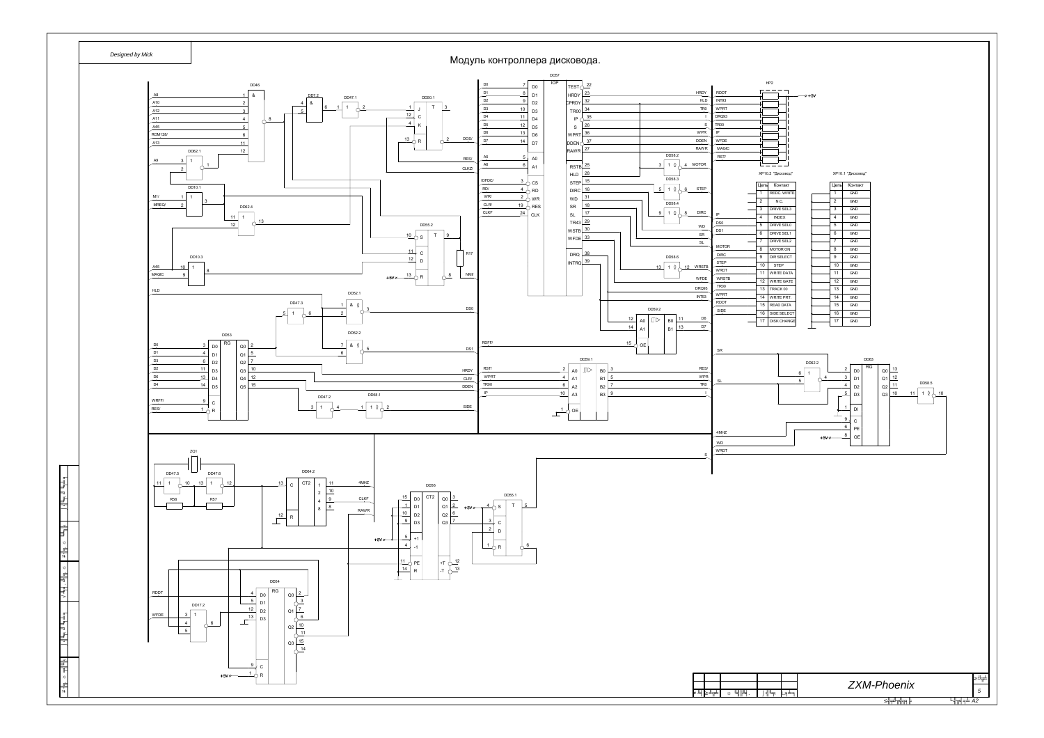Designed by Mick

# Модуль контроллера дисковода.

XP10.2 "Дисковод"

| Цепь | Контакт |
|---|---|
| 1 | REDC. WRITE |
| 2 | N.C. |
| 3 | DRIVE SEL3 |
| 4 | INDEX |
| 5 | DRIVE SEL0 |
| 6 | DRIVE SEL1 |
| 7 | DRIVE SEL2 |
| 8 | MOTOR ON |
| 9 | DIR SELECT |
| 10 | STEP |
| 11 | WRITE DATA |
| 12 | WRITE GATE |
| 13 | TRACK 00 |
| 14 | WRITE PRT. |
| 15 | READ DATA |
| 16 | SIDE SELECT |
| 17 | DISK CHANGE |

XP10.1 "Дисковод"

| Цепь | Контакт |
|---|---|
| 1 | GND |
| 2 | GND |
| 3 | GND |
| 4 | GND |
| 5 | GND |
| 6 | GND |
| 7 | GND |
| 8 | GND |
| 9 | GND |
| 10 | GND |
| 11 | GND |
| 12 | GND |
| 13 | GND |
| 14 | GND |
| 15 | GND |
| 16 | GND |
| 17 | GND |

ZXM-Phoenix

A2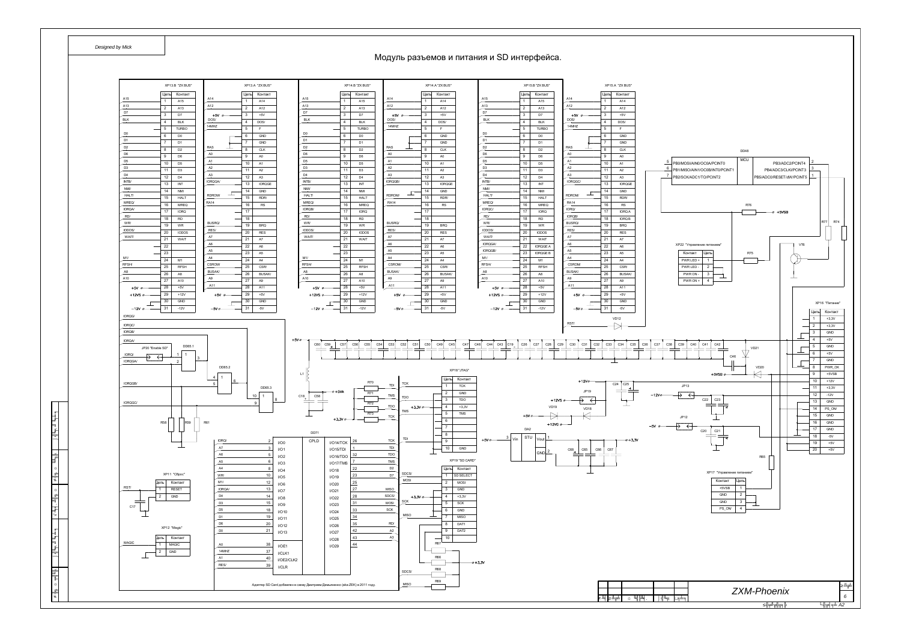Designed by Mick

# Модуль разъемов и питания и SD интерфейса.

XP13.B "ZX BUS"

| Цепь | Контакт |
|---|---|
| 1 | A15 |
| 2 | A13 |
| 3 | D7 |
| 4 | BLK |
| 5 | TURBO |
| 6 | D0 |
| 7 | D1 |
| 8 | D2 |
| 9 | D6 |
| 10 | D5 |
| 11 | D3 |
| 12 | D4 |
| 13 | INT |
| 14 | NMI |
| 15 | HALT |
| 16 | MREQ |
| 17 | IORQ |
| 18 | RD |
| 19 | WR |
| 20 | IODOS |
| 21 | WAIT |
| 22 | |
| 23 | |
| 24 | M1 |
| 25 | RFSH |
| 26 | A8 |
| 27 | A10 |
| 28 | +5V |
| 29 | +12V |
| 30 | GND |
| 31 | -12V |

XP13.A "ZX BUS"

| Цепь | Контакт |
|---|---|
| 1 | A14 |
| 2 | A12 |
| 3 | +5V |
| 4 | DOS/ |
| 5 | F |
| 6 | GND |
| 7 | GND |
| 8 | CLK |
| 9 | A0 |
| 10 | A1 |
| 11 | A2 |
| 12 | A3 |
| 13 | IORQGE |
| 14 | GND |
| 15 | RDR/ |
| 16 | RS |
| 17 | |
| 18 | |
| 19 | BRQ |
| 20 | RES |
| 21 | A7 |
| 22 | A6 |
| 23 | A5 |
| 24 | A4 |
| 25 | CSR/ |
| 26 | BUSAK/ |
| 27 | A9 |
| 28 | A11 |
| 29 | +5V |
| 30 | GND |
| 31 | -5V |

XP14.B "ZX BUS"

| Цепь | Контакт |
|---|---|
| 1 | A15 |
| 2 | A13 |
| 3 | D7 |
| 4 | BLK |
| 5 | TURBO |
| 6 | D0 |
| 7 | D1 |
| 8 | D2 |
| 9 | D6 |
| 10 | D5 |
| 11 | D3 |
| 12 | D4 |
| 13 | INT |
| 14 | NMI |
| 15 | HALT |
| 16 | MREQ |
| 17 | IORQ |
| 18 | RD |
| 19 | WR |
| 20 | IODOS |
| 21 | WAIT |
| 22 | |
| 23 | |
| 24 | M1 |
| 25 | RFSH |
| 26 | A8 |
| 27 | A10 |
| 28 | +5V |
| 29 | +12V |
| 30 | GND |
| 31 | -12V |

XP14.A "ZX BUS"

| Цепь | Контакт |
|---|---|
| 1 | A14 |
| 2 | A12 |
| 3 | +5V |
| 4 | DOS/ |
| 5 | F |
| 6 | GND |
| 7 | GND |
| 8 | CLK |
| 9 | A0 |
| 10 | A1 |
| 11 | A2 |
| 12 | A3 |
| 13 | IORQGE |
| 14 | GND |
| 15 | RDR/ |
| 16 | RS |
| 17 | |
| 18 | |
| 19 | BRQ |
| 20 | RES |
| 21 | A7 |
| 22 | A6 |
| 23 | A5 |
| 24 | A4 |
| 25 | CSR/ |
| 26 | BUSAK/ |
| 27 | A9 |
| 28 | A11 |
| 29 | +5V |
| 30 | GND |
| 31 | -5V |

XP15.B "ZX BUS"

| Цепь | Контакт |
|---|---|
| 1 | A15 |
| 2 | A13 |
| 3 | D7 |
| 4 | BLK |
| 5 | TURBO |
| 6 | D0 |
| 7 | D1 |
| 8 | D2 |
| 9 | D6 |
| 10 | D5 |
| 11 | D3 |
| 12 | D4 |
| 13 | INT |
| 14 | NMI |
| 15 | HALT |
| 16 | MREQ |
| 17 | IORQ |
| 18 | RD |
| 19 | WR |
| 20 | IODOS |
| 21 | WAIT |
| 22 | IORQGE A |
| 23 | IORQGE B |
| 24 | M1 |
| 25 | RFSH |
| 26 | A8 |
| 27 | A10 |
| 28 | +5V |
| 29 | +12V |
| 30 | GND |
| 31 | -12V |

XP15.A "ZX BUS"

| Цепь | Контакт |
|---|---|
| 1 | A14 |
| 2 | A12 |
| 3 | +5V |
| 4 | DOS/ |
| 5 | F |
| 6 | GND |
| 7 | GND |
| 8 | CLK |
| 9 | A0 |
| 10 | A1 |
| 11 | A2 |
| 12 | A3 |
| 13 | IORQGE |
| 14 | GND |
| 15 | RDR/ |
| 16 | RS |
| 17 | IORQ A |
| 18 | IORQ B |
| 19 | BRQ |
| 20 | RES |
| 21 | A7 |
| 22 | A6 |
| 23 | A5 |
| 24 | A4 |
| 25 | CSR/ |
| 26 | BUSAK/ |
| 27 | A9 |
| 28 | A11 |
| 29 | +5V |
| 30 | GND |
| 31 | -5V |

DD48 MCU

| | |
|---|---|
| 5 PB0/MOSI/AIN0/OC0A/PCINT0 | PB3/ADC2/PCINT4 2 |
| 6 PB1/MISO/AIN1/OC0B/INT0/PCINT1 | PB4/ADC3/CLKI/PCINT3 3 |
| 7 PB2/SCK/ADC1/T0/PCINT2 | PB5/ADC0/RESET/dW/PCINT5 1 |

XP22 "Управление питанием"

| Контакт | Цепь |
|---|---|
| PWR LED + | 1 |
| PWR LED - | 2 |
| PWR ON - | 3 |
| PWR ON + | 4 |

XP16 "Питание"

| Цепь | Контакт |
|---|---|
| 1 | +3.3V |
| 2 | +3.3V |
| 3 | GND |
| 4 | +5V |
| 5 | GND |
| 6 | +5V |
| 7 | GND |
| 8 | PWR_OK |
| 9 | +5VSB |
| 10 | +12V |
| 11 | +3.3V |
| 12 | -12V |
| 13 | GND |
| 14 | PS_ON/ |
| 15 | GND |
| 16 | GND |
| 17 | GND |
| 18 | -5V |
| 19 | +5V |
| 20 | +5V |

XP17 "Управление питанием"

| Контакт | Цепь |
|---|---|
| +5VSB | 1 |
| GND | 2 |
| GND | 3 |
| PS_ON/ | 4 |

JP20 "Enable SD"

XP18 "JTAG"

| Цепь | Контакт |
|---|---|
| 1 | TCK |
| 2 | GND |
| 3 | TDO |
| 4 | +3.3V |
| 5 | TMS |
| 6 | |
| 7 | |
| 8 | |
| 9 | TDI |
| 10 | GND |

XP19 "SD CARD"

| Цепь | Контакт |
|---|---|
| 1 | SD SELECT |
| 2 | MOSI |
| 3 | GND |
| 4 | +3.3V |
| 5 | SCK |
| 6 | GND |
| 7 | MISO |
| 8 | DAT1 |
| 9 | DAT2 |
| 10 | |

DD71 CPLD

| | | | | | |
|---|---|---|---|---|---|
| IORQ/ | 2 | I/O0 | I/O14/TCK | 26 | TCK |
| A7 | 3 | I/O1 | I/O15/TDI | 1 | TDI |
| A6 | 5 | I/O2 | I/O16/TDO | 32 | TDO |
| A5 | 6 | I/O3 | I/O17/TMS | 7 | TMS |
| A4 | 8 | I/O4 | I/O18 | 22 | D2 |
| WR/ | 10 | I/O5 | I/O19 | 23 | D7 |
| M1/ | 12 | I/O6 | I/O20 | 25 | |
| IORQA/ | 13 | I/O7 | I/O21 | 27 | MISO |
| D4 | 14 | I/O8 | I/O22 | 28 | SDCS/ |
| D3 | 15 | I/O9 | I/O23 | 31 | MOSI |
| D5 | 18 | I/O10 | I/O24 | 33 | SCK |
| D1 | 19 | I/O11 | I/O25 | 34 | |
| D6 | 20 | I/O12 | I/O26 | 35 | RD/ |
| D0 | 21 | I/O13 | I/O27 | 42 | A2 |
| | | | I/O28 | 43 | A3 |
| | | | I/O29 | 44 | |
| A0 | 38 | I/OE1 | | | |
| 14MHZ | 37 | I/CLK1 | | | |
| A1 | 40 | I/OE2/CLK2 | | | |
| RES/ | 39 | I/CLR | | | |

XP11 "Сброс"

| Цепь | Контакт |
|---|---|
| 1 | RESET |
| 2 | GND |

XP12 "Magic"

| Цепь | Контакт |
|---|---|
| 1 | MAGIC |
| 2 | GND |

Адаптер SD Card добавлен в схему Дмитрием Демьяненко (aka ZEK) в 2011 году.

ZXM-Phoenix